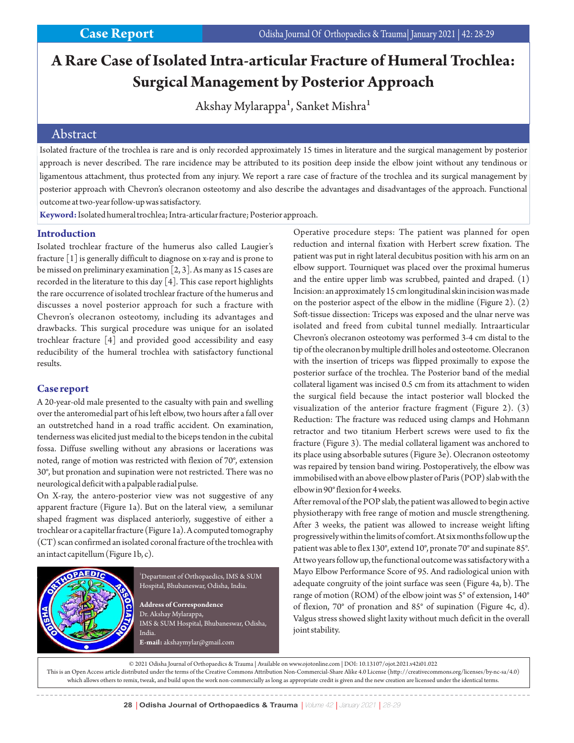Case Report

# A Rare Case of Isolated Intra-articular Fracture of Humeral Trochlea: Surgical Management by Posterior Approach

Akshay Mylarappa[1], Sanket Mishra[1]

## Abstract

Isolated fracture of the trochlea is rare and is only recorded approximately 15 times in literature and the surgical management by posterior approach is never described. The rare incidence may be attributed to its position deep inside the elbow joint without any tendinous or ligamentous attachment, thus protected from any injury. We report a rare case of fracture of the trochlea and its surgical management by posterior approach with Chevron's olecranon osteotomy and also describe the advantages and disadvantages of the approach. Functional outcome at two-year follow-up was satisfactory.

**Keyword:** Isolated humeral trochlea; Intra-articular fracture; Posterior approach.

## Introduction

Isolated trochlear fracture of the humerus also called Laugier's fracture [1] is generally difficult to diagnose on x-ray and is prone to be missed on preliminary examination [2, 3]. As many as 15 cases are recorded in the literature to this day [4]. This case report highlights the rare occurrence of isolated trochlear fracture of the humerus and discusses a novel posterior approach for such a fracture with Chevron's olecranon osteotomy, including its advantages and drawbacks. This surgical procedure was unique for an isolated trochlear fracture [4] and provided good accessibility and easy reducibility of the humeral trochlea with satisfactory functional results.

## Case report

A 20-year-old male presented to the casualty with pain and swelling over the anteromedial part of his left elbow, two hours after a fall over an outstretched hand in a road traffic accident. On examination, tenderness was elicited just medial to the biceps tendon in the cubital fossa. Diffuse swelling without any abrasions or lacerations was noted, range of motion was restricted with flexion of 70°, extension 30°, but pronation and supination were not restricted. There was no neurological deficit with a palpable radial pulse.

On X-ray, the antero-posterior view was not suggestive of any apparent fracture (Figure 1a). But on the lateral view, a semilunar shaped fragment was displaced anteriorly, suggestive of either a trochlear or a capitellar fracture (Figure 1a). A computed tomography (CT) scan confirmed an isolated coronal fracture of the trochlea with an intact capitellum (Figure 1b, c).

[1]Department of Orthopaedics, IMS & SUM Hospital, Bhubaneswar, Odisha, India.

**Address of Correspondence**
Dr. Akshay Mylarappa,
IMS & SUM Hospital, Bhubaneswar, Odisha, India.
**E-mail:** akshaymylar@gmail.com

Operative procedure steps: The patient was planned for open reduction and internal fixation with Herbert screw fixation. The patient was put in right lateral decubitus position with his arm on an elbow support. Tourniquet was placed over the proximal humerus and the entire upper limb was scrubbed, painted and draped. (1) Incision: an approximately 15 cm longitudinal skin incision was made on the posterior aspect of the elbow in the midline (Figure 2). (2) Soft-tissue dissection: Triceps was exposed and the ulnar nerve was isolated and freed from cubital tunnel medially. Intraarticular Chevron's olecranon osteotomy was performed 3-4 cm distal to the tip of the olecranon by multiple drill holes and osteotome. Olecranon with the insertion of triceps was flipped proximally to expose the posterior surface of the trochlea. The Posterior band of the medial collateral ligament was incised 0.5 cm from its attachment to widen the surgical field because the intact posterior wall blocked the visualization of the anterior fracture fragment (Figure 2). (3) Reduction: The fracture was reduced using clamps and Hohmann retractor and two titanium Herbert screws were used to fix the fracture (Figure 3). The medial collateral ligament was anchored to its place using absorbable sutures (Figure 3e). Olecranon osteotomy was repaired by tension band wiring. Postoperatively, the elbow was immobilised with an above elbow plaster of Paris (POP) slab with the elbow in 90° flexion for 4 weeks.

After removal of the POP slab, the patient was allowed to begin active physiotherapy with free range of motion and muscle strengthening. After 3 weeks, the patient was allowed to increase weight lifting progressively within the limits of comfort. At six months follow up the patient was able to flex 130°, extend 10°, pronate 70° and supinate 85°. At two years follow up, the functional outcome was satisfactory with a Mayo Elbow Performance Score of 95. And radiological union with adequate congruity of the joint surface was seen (Figure 4a, b). The range of motion (ROM) of the elbow joint was 5° of extension, 140° of flexion, 70° of pronation and 85° of supination (Figure 4c, d). Valgus stress showed slight laxity without much deficit in the overall joint stability.

© 2021 Odisha Journal of Orthopaedics & Trauma | Available on www.ojotonline.com | DOI: 10.13107/ojot.2021.v42i01.022
This is an Open Access article distributed under the terms of the Creative Commons Attribution Non-Commercial-Share Alike 4.0 License (http://creativecommons.org/licenses/by-nc-sa/4.0) which allows others to remix, tweak, and build upon the work non-commercially as long as appropriate credit is given and the new creation are licensed under the identical terms.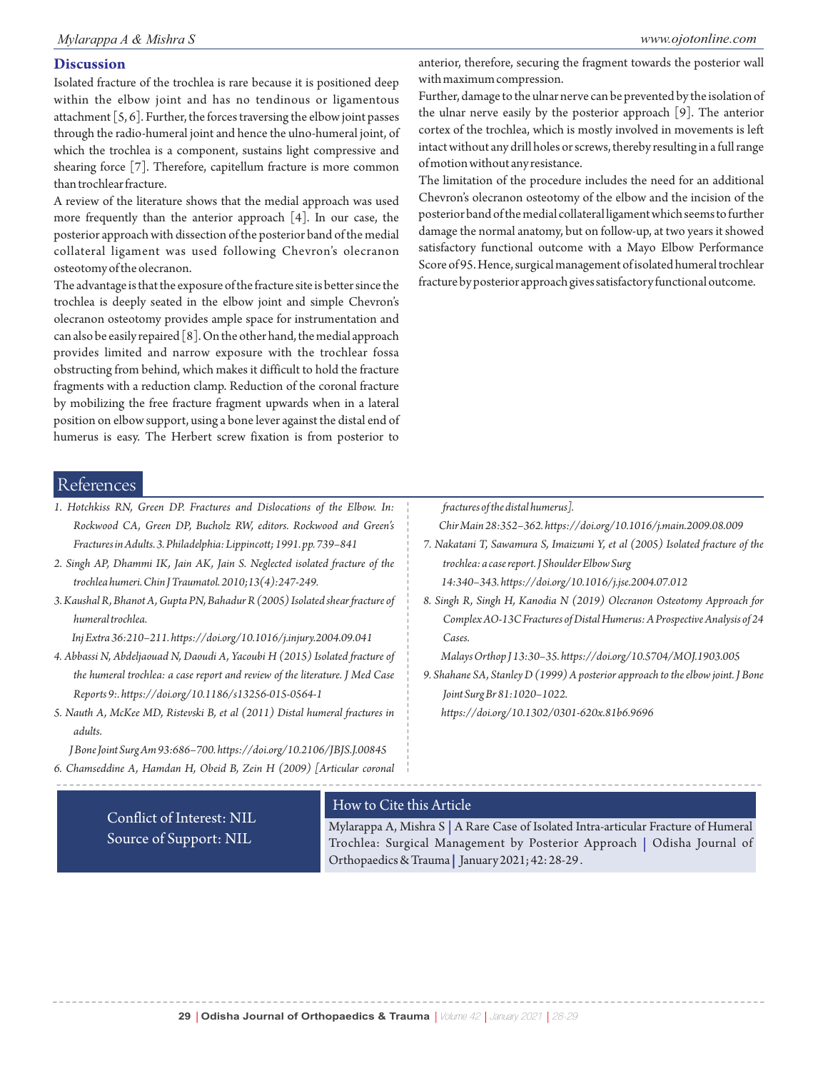## Discussion

Isolated fracture of the trochlea is rare because it is positioned deep within the elbow joint and has no tendinous or ligamentous attachment [5, 6]. Further, the forces traversing the elbow joint passes through the radio-humeral joint and hence the ulno-humeral joint, of which the trochlea is a component, sustains light compressive and shearing force [7]. Therefore, capitellum fracture is more common than trochlear fracture.

A review of the literature shows that the medial approach was used more frequently than the anterior approach [4]. In our case, the posterior approach with dissection of the posterior band of the medial collateral ligament was used following Chevron's olecranon osteotomy of the olecranon.

The advantage is that the exposure of the fracture site is better since the trochlea is deeply seated in the elbow joint and simple Chevron's olecranon osteotomy provides ample space for instrumentation and can also be easily repaired [8]. On the other hand, the medial approach provides limited and narrow exposure with the trochlear fossa obstructing from behind, which makes it difficult to hold the fracture fragments with a reduction clamp. Reduction of the coronal fracture by mobilizing the free fracture fragment upwards when in a lateral position on elbow support, using a bone lever against the distal end of humerus is easy. The Herbert screw fixation is from posterior to anterior, therefore, securing the fragment towards the posterior wall with maximum compression.

Further, damage to the ulnar nerve can be prevented by the isolation of the ulnar nerve easily by the posterior approach [9]. The anterior cortex of the trochlea, which is mostly involved in movements is left intact without any drill holes or screws, thereby resulting in a full range of motion without any resistance.

The limitation of the procedure includes the need for an additional Chevron's olecranon osteotomy of the elbow and the incision of the posterior band of the medial collateral ligament which seems to further damage the normal anatomy, but on follow-up, at two years it showed satisfactory functional outcome with a Mayo Elbow Performance Score of 95. Hence, surgical management of isolated humeral trochlear fracture by posterior approach gives satisfactory functional outcome.

## References

1. Hotchkiss RN, Green DP. Fractures and Dislocations of the Elbow. In: Rockwood CA, Green DP, Bucholz RW, editors. Rockwood and Green's Fractures in Adults. 3. Philadelphia: Lippincott; 1991. pp. 739–841
2. Singh AP, Dhammi IK, Jain AK, Jain S. Neglected isolated fracture of the trochlea humeri. Chin J Traumatol. 2010;13(4):247-249.
3. Kaushal R, Bhanot A, Gupta PN, Bahadur R (2005) Isolated shear fracture of humeral trochlea. Inj Extra 36:210–211. https://doi.org/10.1016/j.injury.2004.09.041
4. Abbassi N, Abdeljaouad N, Daoudi A, Yacoubi H (2015) Isolated fracture of the humeral trochlea: a case report and review of the literature. J Med Case Reports 9:. https://doi.org/10.1186/s13256-015-0564-1
5. Nauth A, McKee MD, Ristevski B, et al (2011) Distal humeral fractures in adults. J Bone Joint Surg Am 93:686–700. https://doi.org/10.2106/JBJS.J.00845
6. Chamseddine A, Hamdan H, Obeid B, Zein H (2009) [Articular coronal fractures of the distal humerus]. Chir Main 28:352–362. https://doi.org/10.1016/j.main.2009.08.009
7. Nakatani T, Sawamura S, Imaizumi Y, et al (2005) Isolated fracture of the trochlea: a case report. J Shoulder Elbow Surg 14:340–343. https://doi.org/10.1016/j.jse.2004.07.012
8. Singh R, Singh H, Kanodia N (2019) Olecranon Osteotomy Approach for Complex AO-13C Fractures of Distal Humerus: A Prospective Analysis of 24 Cases. Malays Orthop J 13:30–35. https://doi.org/10.5704/MOJ.1903.005
9. Shahane SA, Stanley D (1999) A posterior approach to the elbow joint. J Bone Joint Surg Br 81:1020–1022. https://doi.org/10.1302/0301-620x.81b6.9696

Conflict of Interest: NIL
Source of Support: NIL

### How to Cite this Article

Mylarappa A, Mishra S | A Rare Case of Isolated Intra-articular Fracture of Humeral Trochlea: Surgical Management by Posterior Approach | Odisha Journal of Orthopaedics & Trauma | January 2021; 42: 28-29.